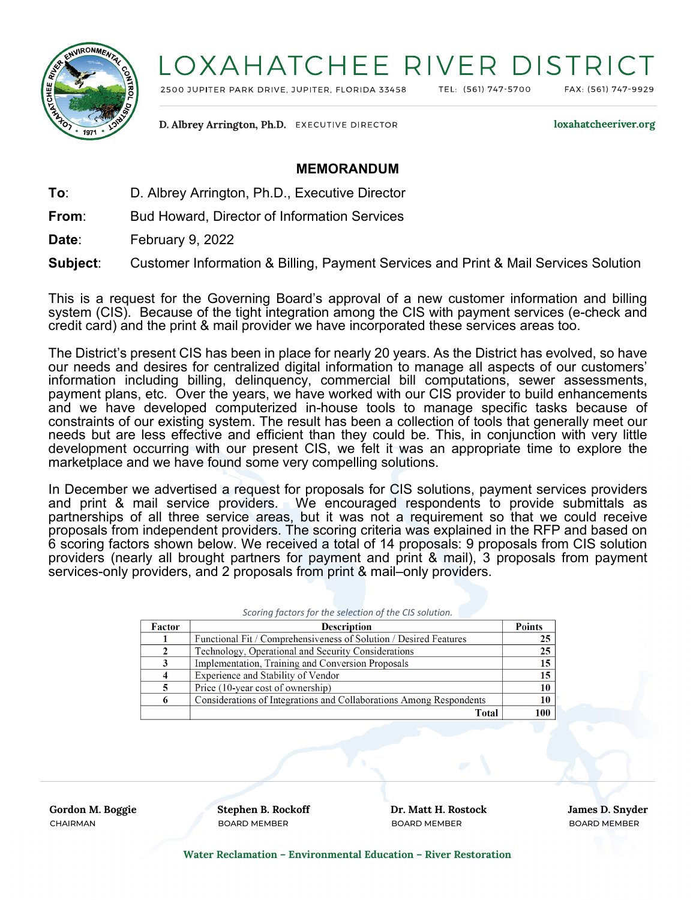# LOXAHATCHEE RIVER DISTRICT

2500 JUPITER PARK DRIVE, JUPITER, FLORIDA 33458 TEL: (561) 747-5700 FAX: (561) 747-9929

**D. Albrey Arrington, Ph.D.** EXECUTIVE DIRECTOR loxahatcheeriver.org

## MEMORANDUM

**To**: D. Albrey Arrington, Ph.D., Executive Director

**From**: Bud Howard, Director of Information Services

**Date**: February 9, 2022

**Subject**: Customer Information & Billing, Payment Services and Print & Mail Services Solution

This is a request for the Governing Board's approval of a new customer information and billing system (CIS). Because of the tight integration among the CIS with payment services (e-check and credit card) and the print & mail provider we have incorporated these services areas too.

The District's present CIS has been in place for nearly 20 years. As the District has evolved, so have our needs and desires for centralized digital information to manage all aspects of our customers' information including billing, delinquency, commercial bill computations, sewer assessments, payment plans, etc. Over the years, we have worked with our CIS provider to build enhancements and we have developed computerized in-house tools to manage specific tasks because of constraints of our existing system. The result has been a collection of tools that generally meet our needs but are less effective and efficient than they could be. This, in conjunction with very little development occurring with our present CIS, we felt it was an appropriate time to explore the marketplace and we have found some very compelling solutions.

In December we advertised a request for proposals for CIS solutions, payment services providers and print & mail service providers. We encouraged respondents to provide submittals as partnerships of all three service areas, but it was not a requirement so that we could receive proposals from independent providers. The scoring criteria was explained in the RFP and based on 6 scoring factors shown below. We received a total of 14 proposals: 9 proposals from CIS solution providers (nearly all brought partners for payment and print & mail), 3 proposals from payment services-only providers, and 2 proposals from print & mail–only providers.

*Scoring factors for the selection of the CIS solution.*

| Factor | Description | Points |
|---|---|---|
| 1 | Functional Fit / Comprehensiveness of Solution / Desired Features | 25 |
| 2 | Technology, Operational and Security Considerations | 25 |
| 3 | Implementation, Training and Conversion Proposals | 15 |
| 4 | Experience and Stability of Vendor | 15 |
| 5 | Price (10-year cost of ownership) | 10 |
| 6 | Considerations of Integrations and Collaborations Among Respondents | 10 |
| | **Total** | **100** |

**Gordon M. Boggie** CHAIRMAN | **Stephen B. Rockoff** BOARD MEMBER | **Dr. Matt H. Rostock** BOARD MEMBER | **James D. Snyder** BOARD MEMBER

**Water Reclamation – Environmental Education – River Restoration**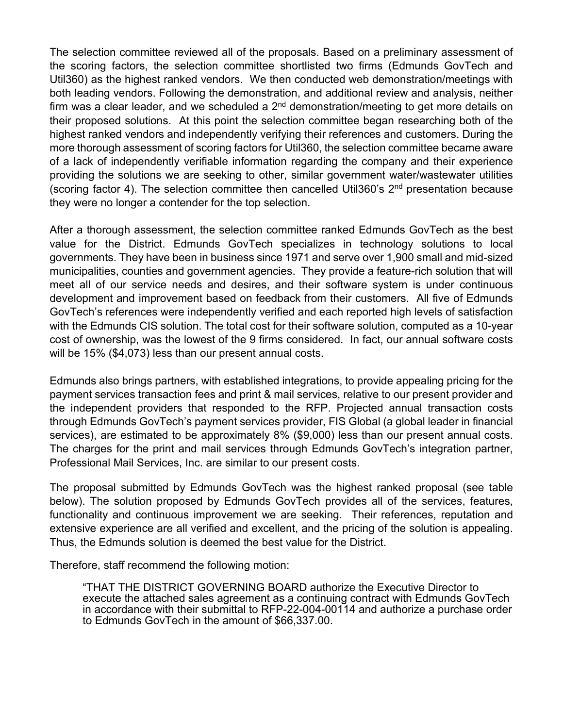The selection committee reviewed all of the proposals. Based on a preliminary assessment of the scoring factors, the selection committee shortlisted two firms (Edmunds GovTech and Util360) as the highest ranked vendors. We then conducted web demonstration/meetings with both leading vendors. Following the demonstration, and additional review and analysis, neither firm was a clear leader, and we scheduled a 2nd demonstration/meeting to get more details on their proposed solutions. At this point the selection committee began researching both of the highest ranked vendors and independently verifying their references and customers. During the more thorough assessment of scoring factors for Util360, the selection committee became aware of a lack of independently verifiable information regarding the company and their experience providing the solutions we are seeking to other, similar government water/wastewater utilities (scoring factor 4). The selection committee then cancelled Util360's 2nd presentation because they were no longer a contender for the top selection.

After a thorough assessment, the selection committee ranked Edmunds GovTech as the best value for the District. Edmunds GovTech specializes in technology solutions to local governments. They have been in business since 1971 and serve over 1,900 small and mid-sized municipalities, counties and government agencies. They provide a feature-rich solution that will meet all of our service needs and desires, and their software system is under continuous development and improvement based on feedback from their customers. All five of Edmunds GovTech's references were independently verified and each reported high levels of satisfaction with the Edmunds CIS solution. The total cost for their software solution, computed as a 10-year cost of ownership, was the lowest of the 9 firms considered. In fact, our annual software costs will be 15% ($4,073) less than our present annual costs.

Edmunds also brings partners, with established integrations, to provide appealing pricing for the payment services transaction fees and print & mail services, relative to our present provider and the independent providers that responded to the RFP. Projected annual transaction costs through Edmunds GovTech's payment services provider, FIS Global (a global leader in financial services), are estimated to be approximately 8% ($9,000) less than our present annual costs. The charges for the print and mail services through Edmunds GovTech's integration partner, Professional Mail Services, Inc. are similar to our present costs.

The proposal submitted by Edmunds GovTech was the highest ranked proposal (see table below). The solution proposed by Edmunds GovTech provides all of the services, features, functionality and continuous improvement we are seeking. Their references, reputation and extensive experience are all verified and excellent, and the pricing of the solution is appealing. Thus, the Edmunds solution is deemed the best value for the District.

Therefore, staff recommend the following motion:

> "THAT THE DISTRICT GOVERNING BOARD authorize the Executive Director to execute the attached sales agreement as a continuing contract with Edmunds GovTech in accordance with their submittal to RFP-22-004-00114 and authorize a purchase order to Edmunds GovTech in the amount of $66,337.00.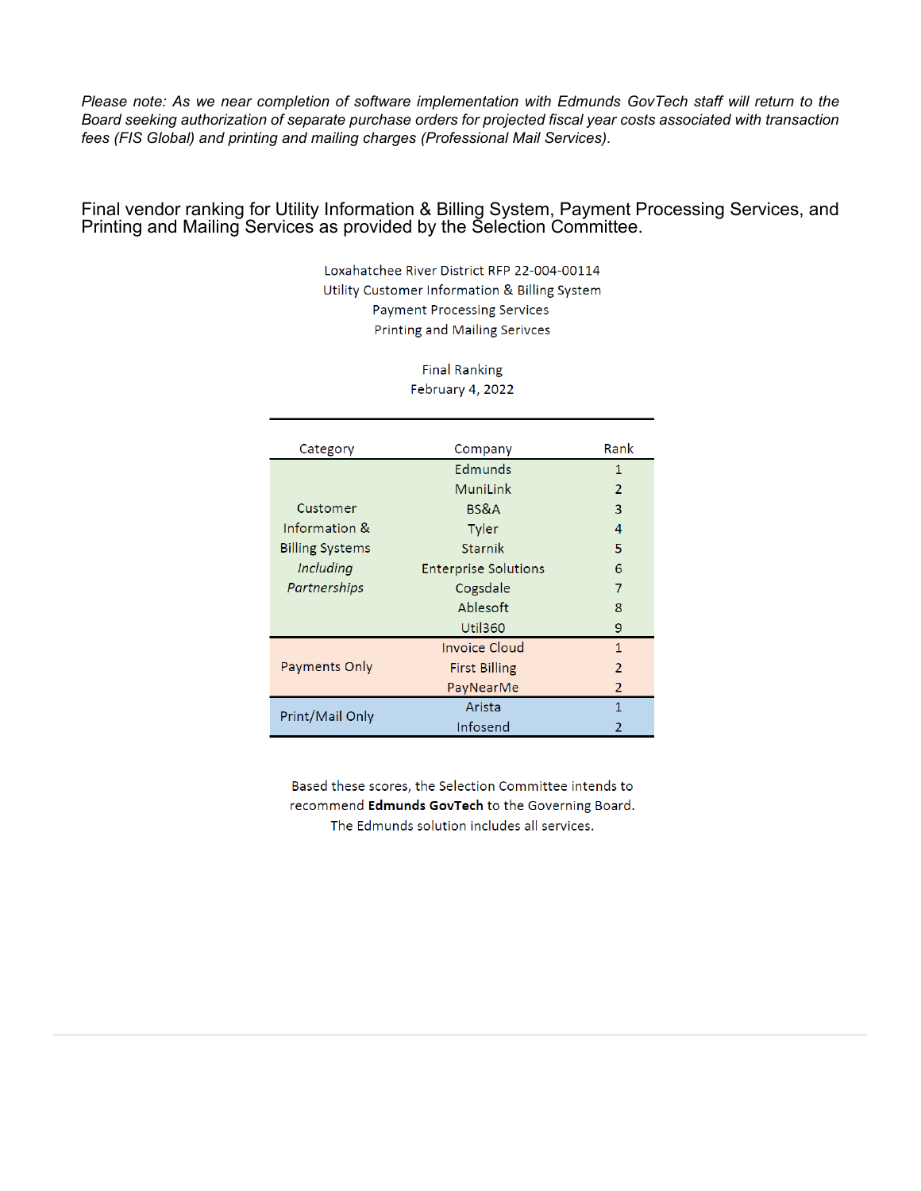*Please note: As we near completion of software implementation with Edmunds GovTech staff will return to the Board seeking authorization of separate purchase orders for projected fiscal year costs associated with transaction fees (FIS Global) and printing and mailing charges (Professional Mail Services).*

Final vendor ranking for Utility Information & Billing System, Payment Processing Services, and Printing and Mailing Services as provided by the Selection Committee.

Loxahatchee River District RFP 22-004-00114
Utility Customer Information & Billing System
Payment Processing Services
Printing and Mailing Serivces

Final Ranking
February 4, 2022

| Category | Company | Rank |
|---|---|---|
| Customer Information & Billing Systems *Including Partnerships* | Edmunds | 1 |
| | MuniLink | 2 |
| | BS&A | 3 |
| | Tyler | 4 |
| | Starnik | 5 |
| | Enterprise Solutions | 6 |
| | Cogsdale | 7 |
| | Ablesoft | 8 |
| | Util360 | 9 |
| Payments Only | Invoice Cloud | 1 |
| | First Billing | 2 |
| | PayNearMe | 2 |
| Print/Mail Only | Arista | 1 |
| | Infosend | 2 |

Based these scores, the Selection Committee intends to recommend **Edmunds GovTech** to the Governing Board. The Edmunds solution includes all services.